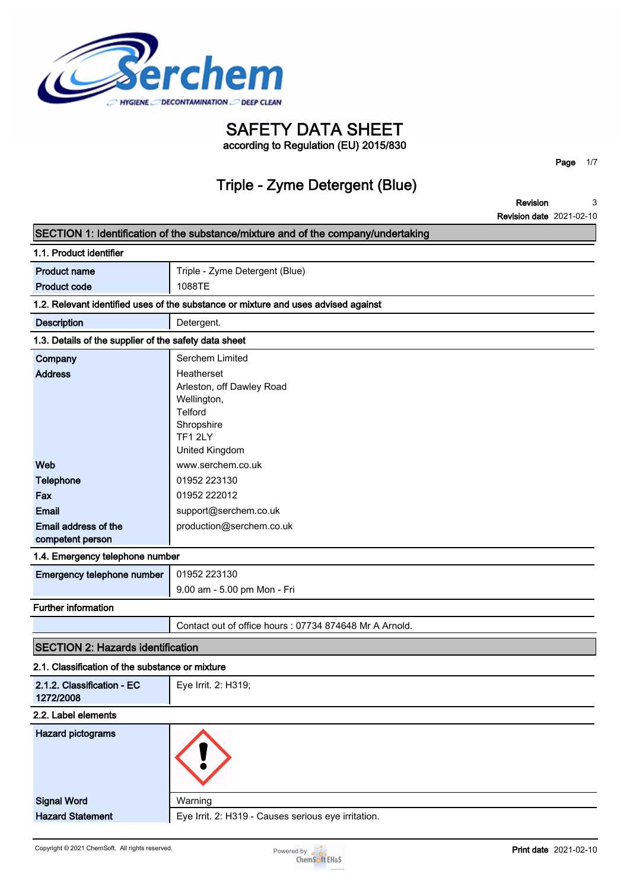# SAFETY DATA SHEET

according to Regulation (EU) 2015/830

## Triple - Zyme Detergent (Blue)

**Revision** 3
**Revision date** 2021-02-10

## SECTION 1: Identification of the substance/mixture and of the company/undertaking

### 1.1. Product identifier

| | |
|---|---|
| **Product name** | Triple - Zyme Detergent (Blue) |
| **Product code** | 1088TE |

### 1.2. Relevant identified uses of the substance or mixture and uses advised against

| | |
|---|---|
| **Description** | Detergent. |

### 1.3. Details of the supplier of the safety data sheet

| | |
|---|---|
| **Company** | Serchem Limited |
| **Address** | Heatherset<br>Arleston, off Dawley Road<br>Wellington,<br>Telford<br>Shropshire<br>TF1 2LY<br>United Kingdom |
| **Web** | www.serchem.co.uk |
| **Telephone** | 01952 223130 |
| **Fax** | 01952 222012 |
| **Email** | support@serchem.co.uk |
| **Email address of the competent person** | production@serchem.co.uk |

### 1.4. Emergency telephone number

| | |
|---|---|
| **Emergency telephone number** | 01952 223130<br>9.00 am - 5.00 pm Mon - Fri |

### Further information

| | |
|---|---|
| | Contact out of office hours : 07734 874648 Mr A Arnold. |

## SECTION 2: Hazards identification

### 2.1. Classification of the substance or mixture

| | |
|---|---|
| **2.1.2. Classification - EC 1272/2008** | Eye Irrit. 2: H319; |

### 2.2. Label elements

| | |
|---|---|
| **Hazard pictograms** | |
| **Signal Word** | Warning |
| **Hazard Statement** | Eye Irrit. 2: H319 - Causes serious eye irritation. |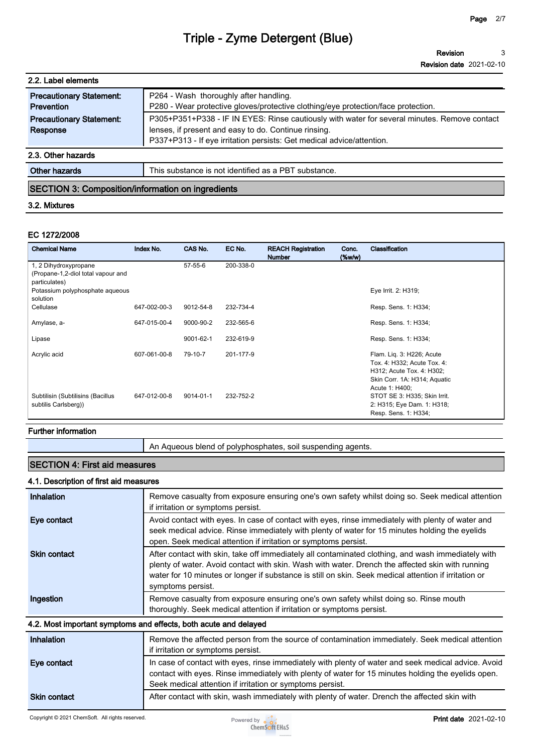### 2.2. Label elements

| | |
|---|---|
| **Precautionary Statement: Prevention** | P264 - Wash thoroughly after handling.<br>P280 - Wear protective gloves/protective clothing/eye protection/face protection. |
| **Precautionary Statement: Response** | P305+P351+P338 - IF IN EYES: Rinse cautiously with water for several minutes. Remove contact lenses, if present and easy to do. Continue rinsing.<br>P337+P313 - If eye irritation persists: Get medical advice/attention. |

### 2.3. Other hazards

| | |
|---|---|
| **Other hazards** | This substance is not identified as a PBT substance. |

## SECTION 3: Composition/information on ingredients

### 3.2. Mixtures

#### EC 1272/2008

| Chemical Name | Index No. | CAS No. | EC No. | REACH Registration Number | Conc. (%w/w) | Classification |
|---|---|---|---|---|---|---|
| 1, 2 Dihydroxypropane (Propane-1,2-diol total vapour and particulates) | | 57-55-6 | 200-338-0 | | | |
| Potassium polyphosphate aqueous solution | | | | | | Eye Irrit. 2: H319; |
| Cellulase | 647-002-00-3 | 9012-54-8 | 232-734-4 | | | Resp. Sens. 1: H334; |
| Amylase, a- | 647-015-00-4 | 9000-90-2 | 232-565-6 | | | Resp. Sens. 1: H334; |
| Lipase | | 9001-62-1 | 232-619-9 | | | Resp. Sens. 1: H334; |
| Acrylic acid | 607-061-00-8 | 79-10-7 | 201-177-9 | | | Flam. Liq. 3: H226; Acute Tox. 4: H332; Acute Tox. 4: H312; Acute Tox. 4: H302; Skin Corr. 1A: H314; Aquatic Acute 1: H400; |
| Subtilisin (Subtilisins (Bacillus subtilis Carlsberg)) | 647-012-00-8 | 9014-01-1 | 232-752-2 | | | STOT SE 3: H335; Skin Irrit. 2: H315; Eye Dam. 1: H318; Resp. Sens. 1: H334; |

#### Further information

An Aqueous blend of polyphosphates, soil suspending agents.

## SECTION 4: First aid measures

### 4.1. Description of first aid measures

| | |
|---|---|
| **Inhalation** | Remove casualty from exposure ensuring one's own safety whilst doing so. Seek medical attention if irritation or symptoms persist. |
| **Eye contact** | Avoid contact with eyes. In case of contact with eyes, rinse immediately with plenty of water and seek medical advice. Rinse immediately with plenty of water for 15 minutes holding the eyelids open. Seek medical attention if irritation or symptoms persist. |
| **Skin contact** | After contact with skin, take off immediately all contaminated clothing, and wash immediately with plenty of water. Avoid contact with skin. Wash with water. Drench the affected skin with running water for 10 minutes or longer if substance is still on skin. Seek medical attention if irritation or symptoms persist. |
| **Ingestion** | Remove casualty from exposure ensuring one's own safety whilst doing so. Rinse mouth thoroughly. Seek medical attention if irritation or symptoms persist. |

### 4.2. Most important symptoms and effects, both acute and delayed

| | |
|---|---|
| **Inhalation** | Remove the affected person from the source of contamination immediately. Seek medical attention if irritation or symptoms persist. |
| **Eye contact** | In case of contact with eyes, rinse immediately with plenty of water and seek medical advice. Avoid contact with eyes. Rinse immediately with plenty of water for 15 minutes holding the eyelids open. Seek medical attention if irritation or symptoms persist. |
| **Skin contact** | After contact with skin, wash immediately with plenty of water. Drench the affected skin with |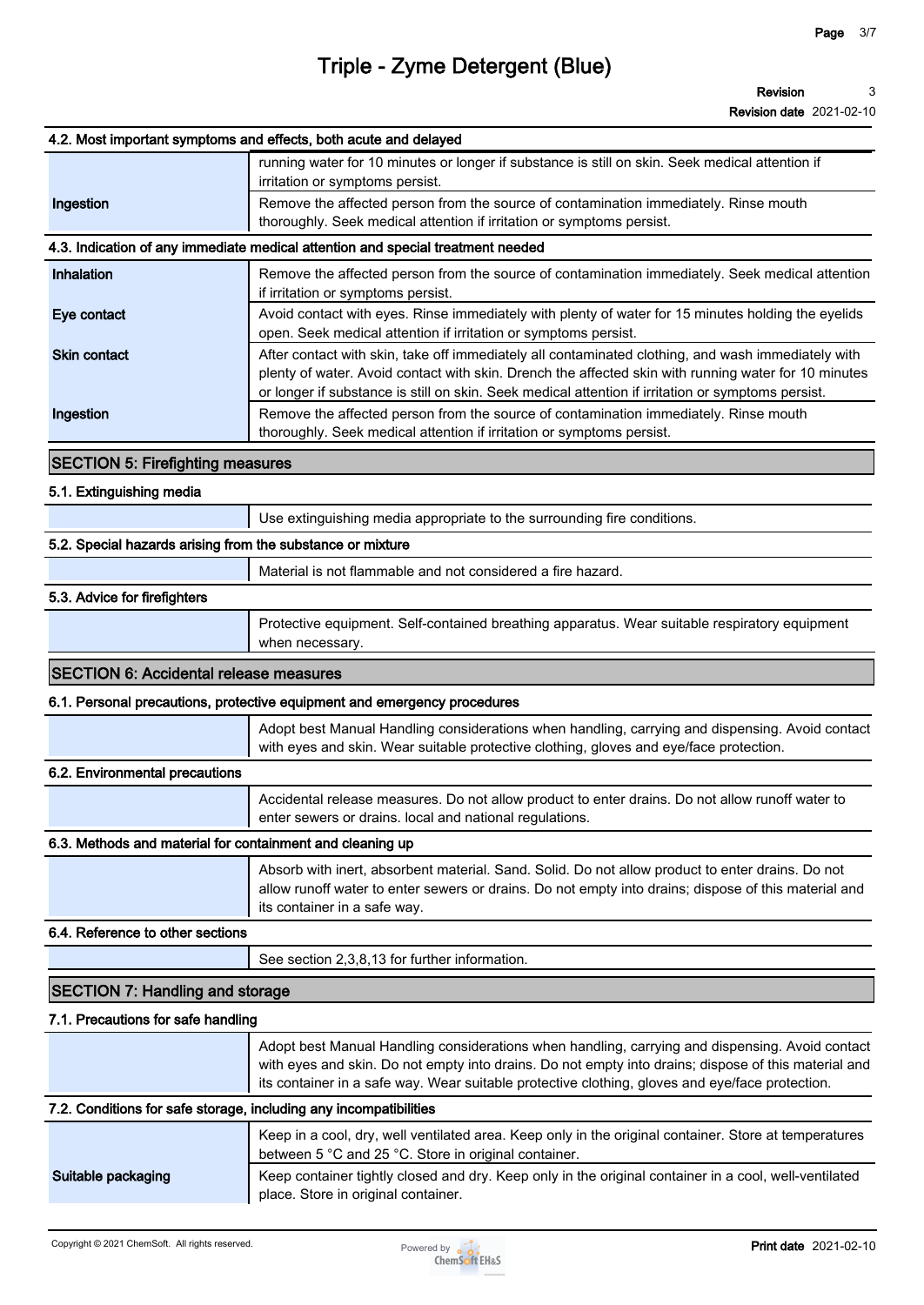### 4.2. Most important symptoms and effects, both acute and delayed

| | |
|---|---|
| | running water for 10 minutes or longer if substance is still on skin. Seek medical attention if irritation or symptoms persist. |
| **Ingestion** | Remove the affected person from the source of contamination immediately. Rinse mouth thoroughly. Seek medical attention if irritation or symptoms persist. |

### 4.3. Indication of any immediate medical attention and special treatment needed

| | |
|---|---|
| **Inhalation** | Remove the affected person from the source of contamination immediately. Seek medical attention if irritation or symptoms persist. |
| **Eye contact** | Avoid contact with eyes. Rinse immediately with plenty of water for 15 minutes holding the eyelids open. Seek medical attention if irritation or symptoms persist. |
| **Skin contact** | After contact with skin, take off immediately all contaminated clothing, and wash immediately with plenty of water. Avoid contact with skin. Drench the affected skin with running water for 10 minutes or longer if substance is still on skin. Seek medical attention if irritation or symptoms persist. |
| **Ingestion** | Remove the affected person from the source of contamination immediately. Rinse mouth thoroughly. Seek medical attention if irritation or symptoms persist. |

## SECTION 5: Firefighting measures

### 5.1. Extinguishing media

Use extinguishing media appropriate to the surrounding fire conditions.

### 5.2. Special hazards arising from the substance or mixture

Material is not flammable and not considered a fire hazard.

### 5.3. Advice for firefighters

Protective equipment. Self-contained breathing apparatus. Wear suitable respiratory equipment when necessary.

## SECTION 6: Accidental release measures

### 6.1. Personal precautions, protective equipment and emergency procedures

Adopt best Manual Handling considerations when handling, carrying and dispensing. Avoid contact with eyes and skin. Wear suitable protective clothing, gloves and eye/face protection.

### 6.2. Environmental precautions

Accidental release measures. Do not allow product to enter drains. Do not allow runoff water to enter sewers or drains. local and national regulations.

### 6.3. Methods and material for containment and cleaning up

Absorb with inert, absorbent material. Sand. Solid. Do not allow product to enter drains. Do not allow runoff water to enter sewers or drains. Do not empty into drains; dispose of this material and its container in a safe way.

### 6.4. Reference to other sections

See section 2,3,8,13 for further information.

## SECTION 7: Handling and storage

### 7.1. Precautions for safe handling

Adopt best Manual Handling considerations when handling, carrying and dispensing. Avoid contact with eyes and skin. Do not empty into drains. Do not empty into drains; dispose of this material and its container in a safe way. Wear suitable protective clothing, gloves and eye/face protection.

### 7.2. Conditions for safe storage, including any incompatibilities

| | |
|---|---|
| | Keep in a cool, dry, well ventilated area. Keep only in the original container. Store at temperatures between 5 °C and 25 °C. Store in original container. |
| **Suitable packaging** | Keep container tightly closed and dry. Keep only in the original container in a cool, well-ventilated place. Store in original container. |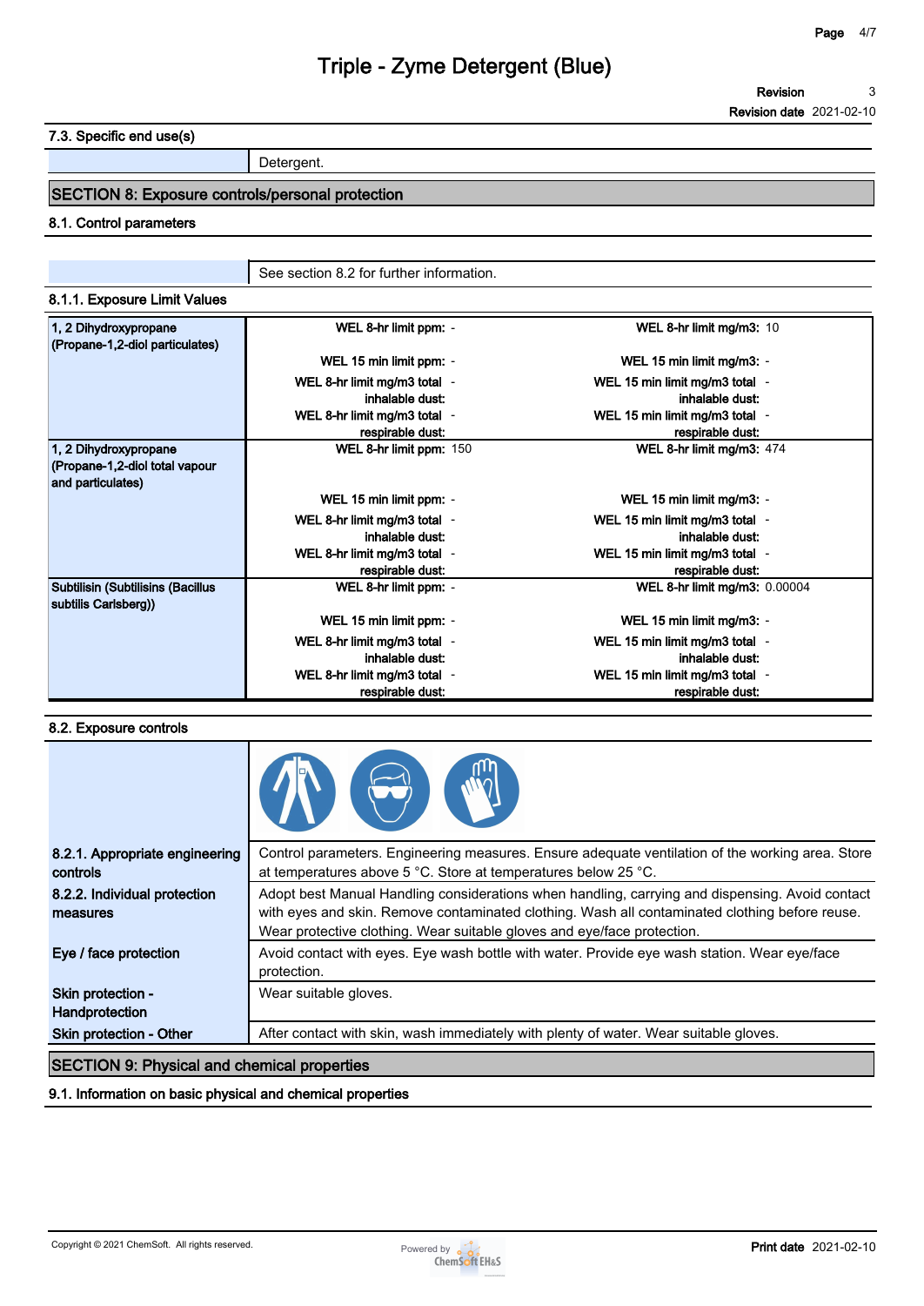# Triple - Zyme Detergent (Blue)

**Revision** 3
**Revision date** 2021-02-10

### 7.3. Specific end use(s)

| | |
|---|---|
| | Detergent. |

## SECTION 8: Exposure controls/personal protection

### 8.1. Control parameters

| | |
|---|---|
| | See section 8.2 for further information. |

### 8.1.1. Exposure Limit Values

| Substance | | |
|---|---|---|
| 1, 2 Dihydroxypropane (Propane-1,2-diol particulates) | WEL 8-hr limit ppm: - | WEL 8-hr limit mg/m3: 10 |
| | WEL 15 min limit ppm: - | WEL 15 min limit mg/m3: - |
| | WEL 8-hr limit mg/m3 total inhalable dust: - | WEL 15 min limit mg/m3 total inhalable dust: - |
| | WEL 8-hr limit mg/m3 total respirable dust: - | WEL 15 min limit mg/m3 total respirable dust: - |
| 1, 2 Dihydroxypropane (Propane-1,2-diol total vapour and particulates) | WEL 8-hr limit ppm: 150 | WEL 8-hr limit mg/m3: 474 |
| | WEL 15 min limit ppm: - | WEL 15 min limit mg/m3: - |
| | WEL 8-hr limit mg/m3 total inhalable dust: - | WEL 15 min limit mg/m3 total inhalable dust: - |
| | WEL 8-hr limit mg/m3 total respirable dust: - | WEL 15 min limit mg/m3 total respirable dust: - |
| Subtilisin (Subtilisins (Bacillus subtilis Carlsberg)) | WEL 8-hr limit ppm: - | WEL 8-hr limit mg/m3: 0.00004 |
| | WEL 15 min limit ppm: - | WEL 15 min limit mg/m3: - |
| | WEL 8-hr limit mg/m3 total inhalable dust: - | WEL 15 min limit mg/m3 total inhalable dust: - |
| | WEL 8-hr limit mg/m3 total respirable dust: - | WEL 15 min limit mg/m3 total respirable dust: - |

### 8.2. Exposure controls

| | |
|---|---|
| **8.2.1. Appropriate engineering controls** | Control parameters. Engineering measures. Ensure adequate ventilation of the working area. Store at temperatures above 5 °C. Store at temperatures below 25 °C. |
| **8.2.2. Individual protection measures** | Adopt best Manual Handling considerations when handling, carrying and dispensing. Avoid contact with eyes and skin. Remove contaminated clothing. Wash all contaminated clothing before reuse. Wear protective clothing. Wear suitable gloves and eye/face protection. |
| **Eye / face protection** | Avoid contact with eyes. Eye wash bottle with water. Provide eye wash station. Wear eye/face protection. |
| **Skin protection - Handprotection** | Wear suitable gloves. |
| **Skin protection - Other** | After contact with skin, wash immediately with plenty of water. Wear suitable gloves. |

## SECTION 9: Physical and chemical properties

### 9.1. Information on basic physical and chemical properties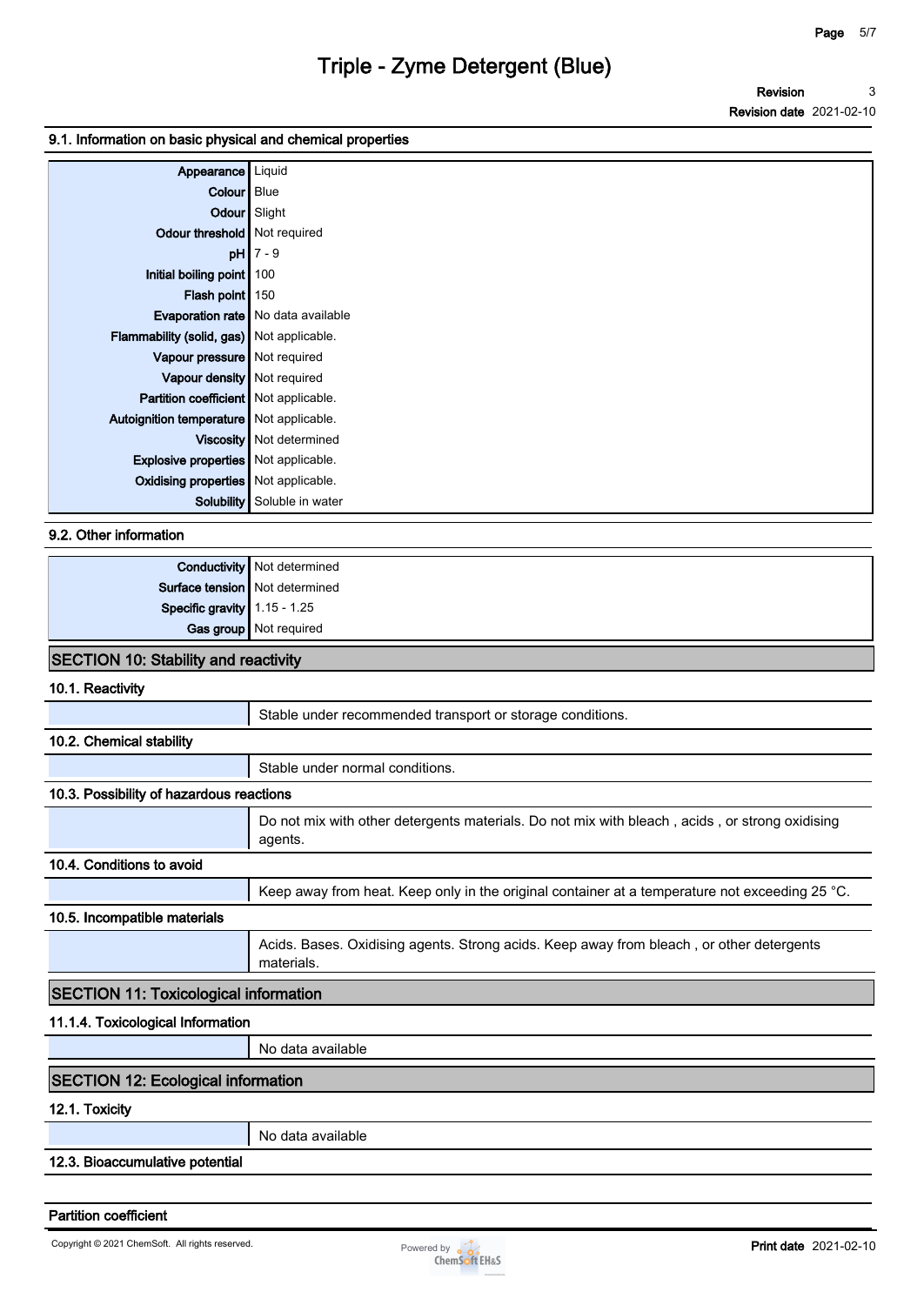### 9.1. Information on basic physical and chemical properties

| | |
|---|---|
| **Appearance** | Liquid |
| **Colour** | Blue |
| **Odour** | Slight |
| **Odour threshold** | Not required |
| **pH** | 7 - 9 |
| **Initial boiling point** | 100 |
| **Flash point** | 150 |
| **Evaporation rate** | No data available |
| **Flammability (solid, gas)** | Not applicable. |
| **Vapour pressure** | Not required |
| **Vapour density** | Not required |
| **Partition coefficient** | Not applicable. |
| **Autoignition temperature** | Not applicable. |
| **Viscosity** | Not determined |
| **Explosive properties** | Not applicable. |
| **Oxidising properties** | Not applicable. |
| **Solubility** | Soluble in water |

### 9.2. Other information

| | |
|---|---|
| **Conductivity** | Not determined |
| **Surface tension** | Not determined |
| **Specific gravity** | 1.15 - 1.25 |
| **Gas group** | Not required |

## SECTION 10: Stability and reactivity

### 10.1. Reactivity

Stable under recommended transport or storage conditions.

### 10.2. Chemical stability

Stable under normal conditions.

### 10.3. Possibility of hazardous reactions

Do not mix with other detergents materials. Do not mix with bleach , acids , or strong oxidising agents.

### 10.4. Conditions to avoid

Keep away from heat. Keep only in the original container at a temperature not exceeding 25 °C.

### 10.5. Incompatible materials

Acids. Bases. Oxidising agents. Strong acids. Keep away from bleach , or other detergents materials.

## SECTION 11: Toxicological information

### 11.1.4. Toxicological Information

No data available

## SECTION 12: Ecological information

### 12.1. Toxicity

No data available

### 12.3. Bioaccumulative potential

**Partition coefficient**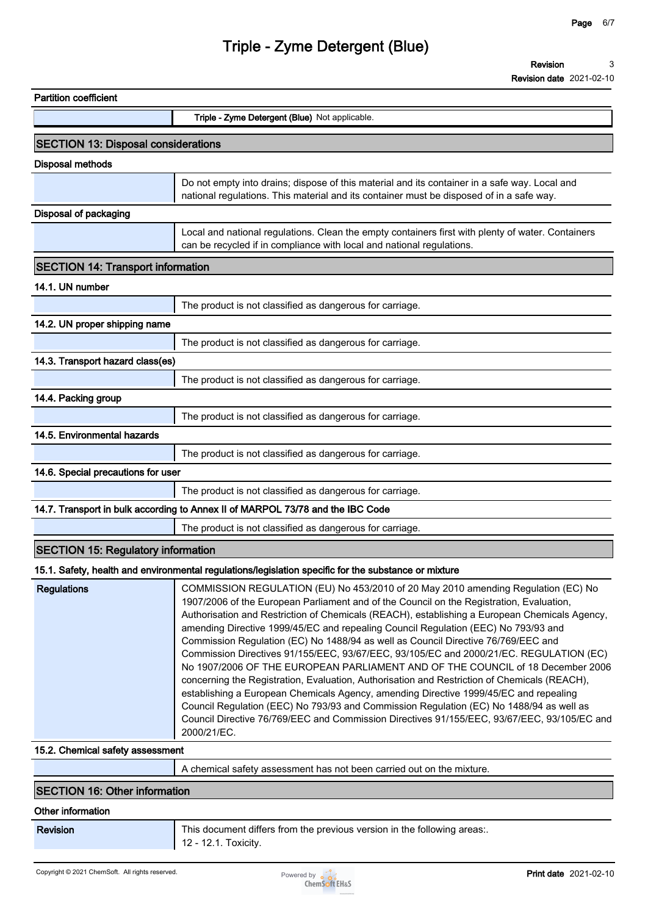**Partition coefficient**

| | |
|---|---|
| | **Triple - Zyme Detergent (Blue)** Not applicable. |

## SECTION 13: Disposal considerations

**Disposal methods**

| | |
|---|---|
| | Do not empty into drains; dispose of this material and its container in a safe way. Local and national regulations. This material and its container must be disposed of in a safe way. |

**Disposal of packaging**

| | |
|---|---|
| | Local and national regulations. Clean the empty containers first with plenty of water. Containers can be recycled if in compliance with local and national regulations. |

## SECTION 14: Transport information

**14.1. UN number**

| | |
|---|---|
| | The product is not classified as dangerous for carriage. |

**14.2. UN proper shipping name**

| | |
|---|---|
| | The product is not classified as dangerous for carriage. |

**14.3. Transport hazard class(es)**

| | |
|---|---|
| | The product is not classified as dangerous for carriage. |

**14.4. Packing group**

| | |
|---|---|
| | The product is not classified as dangerous for carriage. |

**14.5. Environmental hazards**

| | |
|---|---|
| | The product is not classified as dangerous for carriage. |

**14.6. Special precautions for user**

| | |
|---|---|
| | The product is not classified as dangerous for carriage. |

**14.7. Transport in bulk according to Annex II of MARPOL 73/78 and the IBC Code**

| | |
|---|---|
| | The product is not classified as dangerous for carriage. |

## SECTION 15: Regulatory information

**15.1. Safety, health and environmental regulations/legislation specific for the substance or mixture**

| | |
|---|---|
| **Regulations** | COMMISSION REGULATION (EU) No 453/2010 of 20 May 2010 amending Regulation (EC) No 1907/2006 of the European Parliament and of the Council on the Registration, Evaluation, Authorisation and Restriction of Chemicals (REACH), establishing a European Chemicals Agency, amending Directive 1999/45/EC and repealing Council Regulation (EEC) No 793/93 and Commission Regulation (EC) No 1488/94 as well as Council Directive 76/769/EEC and Commission Directives 91/155/EEC, 93/67/EEC, 93/105/EC and 2000/21/EC. REGULATION (EC) No 1907/2006 OF THE EUROPEAN PARLIAMENT AND OF THE COUNCIL of 18 December 2006 concerning the Registration, Evaluation, Authorisation and Restriction of Chemicals (REACH), establishing a European Chemicals Agency, amending Directive 1999/45/EC and repealing Council Regulation (EEC) No 793/93 and Commission Regulation (EC) No 1488/94 as well as Council Directive 76/769/EEC and Commission Directives 91/155/EEC, 93/67/EEC, 93/105/EC and 2000/21/EC. |

**15.2. Chemical safety assessment**

| | |
|---|---|
| | A chemical safety assessment has not been carried out on the mixture. |

## SECTION 16: Other information

**Other information**

| | |
|---|---|
| **Revision** | This document differs from the previous version in the following areas:. 12 - 12.1. Toxicity. |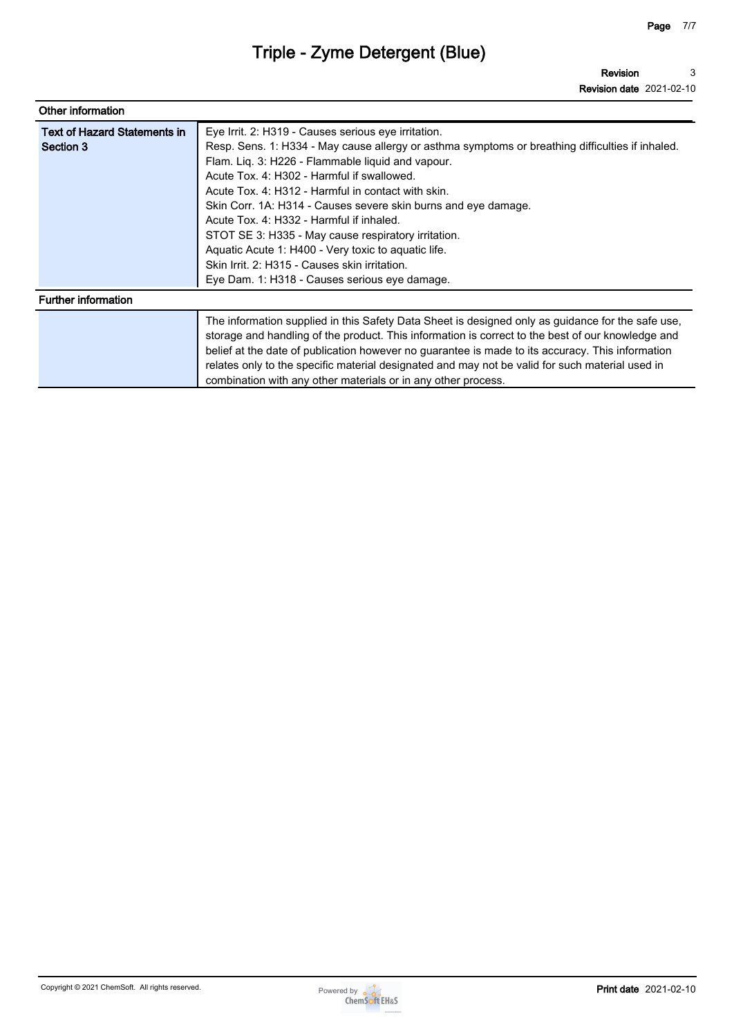## Other information

| | |
|---|---|
| **Text of Hazard Statements in Section 3** | Eye Irrit. 2: H319 - Causes serious eye irritation.<br>Resp. Sens. 1: H334 - May cause allergy or asthma symptoms or breathing difficulties if inhaled.<br>Flam. Liq. 3: H226 - Flammable liquid and vapour.<br>Acute Tox. 4: H302 - Harmful if swallowed.<br>Acute Tox. 4: H312 - Harmful in contact with skin.<br>Skin Corr. 1A: H314 - Causes severe skin burns and eye damage.<br>Acute Tox. 4: H332 - Harmful if inhaled.<br>STOT SE 3: H335 - May cause respiratory irritation.<br>Aquatic Acute 1: H400 - Very toxic to aquatic life.<br>Skin Irrit. 2: H315 - Causes skin irritation.<br>Eye Dam. 1: H318 - Causes serious eye damage. |

## Further information

| | |
|---|---|
| | The information supplied in this Safety Data Sheet is designed only as guidance for the safe use, storage and handling of the product. This information is correct to the best of our knowledge and belief at the date of publication however no guarantee is made to its accuracy. This information relates only to the specific material designated and may not be valid for such material used in combination with any other materials or in any other process. |